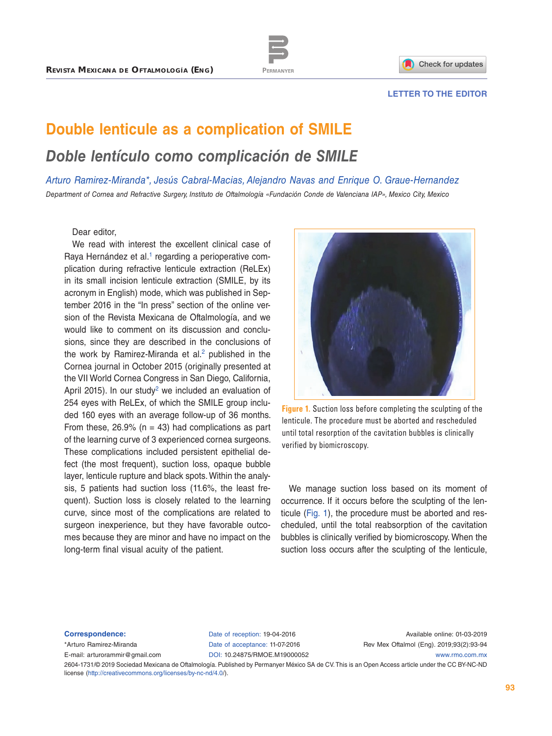LETTER TO THE EDITOR

# Double lenticule as a complication of SMILE

## *Doble lentículo como complicación de SMILE*

*Arturo Ramirez-Miranda\*, Jesús Cabral-Macias, Alejandro Navas and Enrique O. Graue-Hernandez*

*Department of Cornea and Refractive Surgery, Instituto de Oftalmología «Fundación Conde de Valenciana IAP», Mexico City, Mexico*

Dear editor,

We read with interest the excellent clinical case of Raya Hernández et al.[1] regarding a perioperative complication during refractive lenticule extraction (ReLEx) in its small incision lenticule extraction (SMILE, by its acronym in English) mode, which was published in September 2016 in the "In press" section of the online version of the Revista Mexicana de Oftalmología, and we would like to comment on its discussion and conclusions, since they are described in the conclusions of the work by Ramirez-Miranda et al.[2] published in the Cornea journal in October 2015 (originally presented at the VII World Cornea Congress in San Diego, California, April 2015). In our study[2] we included an evaluation of 254 eyes with ReLEx, of which the SMILE group included 160 eyes with an average follow-up of 36 months. From these, 26.9% (n = 43) had complications as part of the learning curve of 3 experienced cornea surgeons. These complications included persistent epithelial defect (the most frequent), suction loss, opaque bubble layer, lenticule rupture and black spots. Within the analysis, 5 patients had suction loss (11.6%, the least frequent). Suction loss is closely related to the learning curve, since most of the complications are related to surgeon inexperience, but they have favorable outcomes because they are minor and have no impact on the long-term final visual acuity of the patient.

**Figure 1.** Suction loss before completing the sculpting of the lenticule. The procedure must be aborted and rescheduled until total resorption of the cavitation bubbles is clinically verified by biomicroscopy.

We manage suction loss based on its moment of occurrence. If it occurs before the sculpting of the lenticule (Fig. 1), the procedure must be aborted and rescheduled, until the total reabsorption of the cavitation bubbles is clinically verified by biomicroscopy. When the suction loss occurs after the sculpting of the lenticule,

**Correspondence:**
\*Arturo Ramirez-Miranda
E-mail: arturorammir@gmail.com

Date of reception: 19-04-2016
Date of acceptance: 11-07-2016
DOI: 10.24875/RMOE.M19000052

Available online: 01-03-2019
Rev Mex Oftalmol (Eng). 2019;93(2):93-94
www.rmo.com.mx

2604-1731/© 2019 Sociedad Mexicana de Oftalmología. Published by Permanyer México SA de CV. This is an Open Access article under the CC BY-NC-ND license (http://creativecommons.org/licenses/by-nc-nd/4.0/).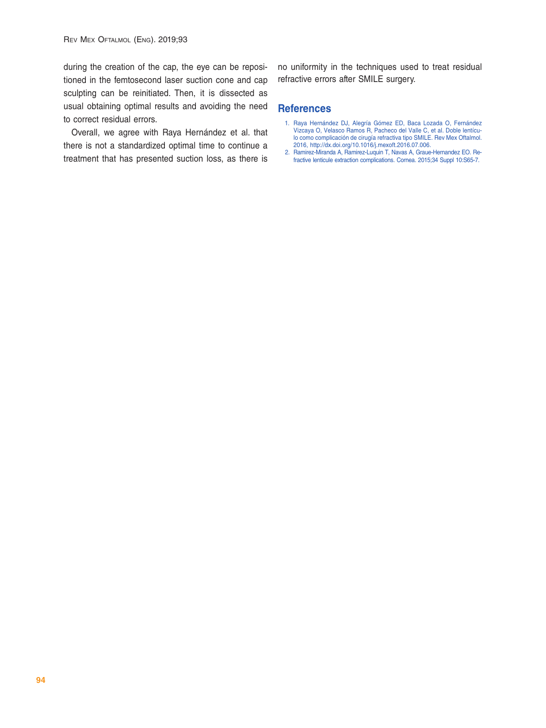during the creation of the cap, the eye can be repositioned in the femtosecond laser suction cone and cap sculpting can be reinitiated. Then, it is dissected as usual obtaining optimal results and avoiding the need to correct residual errors.

Overall, we agree with Raya Hernández et al. that there is not a standardized optimal time to continue a treatment that has presented suction loss, as there is no uniformity in the techniques used to treat residual refractive errors after SMILE surgery.

## References

1. Raya Hernández DJ, Alegría Gómez ED, Baca Lozada O, Fernández Vizcaya O, Velasco Ramos R, Pacheco del Valle C, et al. Doble lentículo como complicación de cirugía refractiva tipo SMILE. Rev Mex Oftalmol. 2016, http://dx.doi.org/10.1016/j.mexoft.2016.07.006.
2. Ramirez-Miranda A, Ramirez-Luquin T, Navas A, Graue-Hernandez EO. Refractive lenticule extraction complications. Cornea. 2015;34 Suppl 10:S65-7.